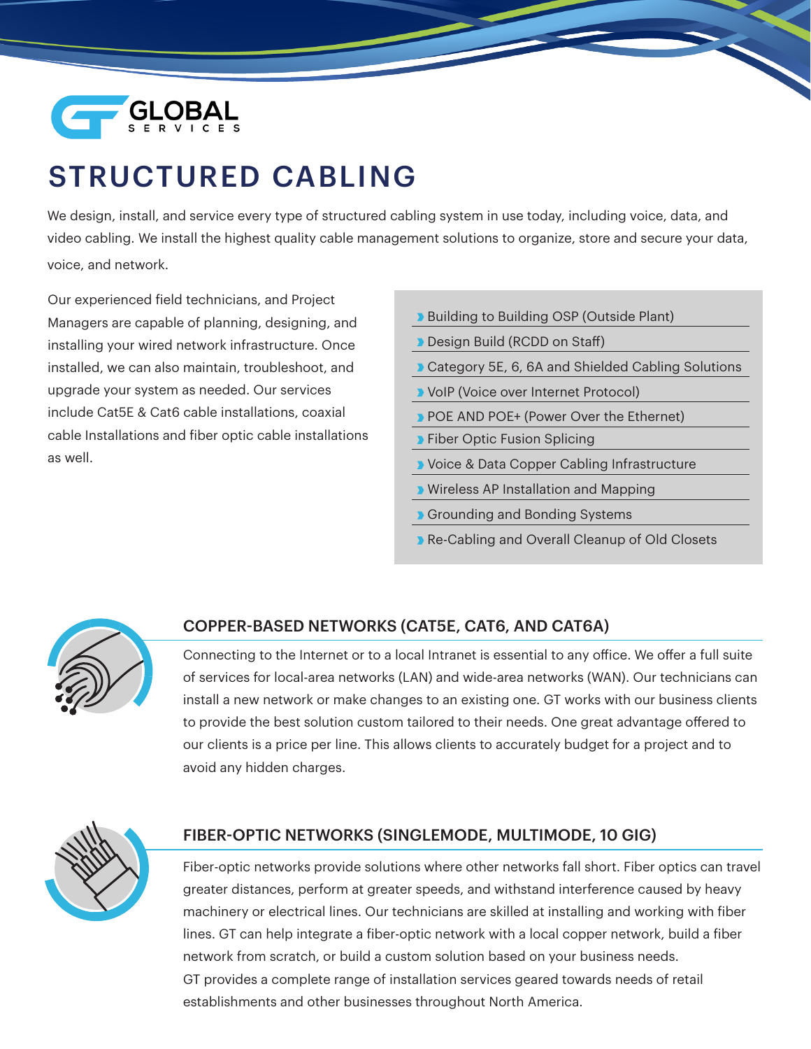GLOBAL
SERVICES

# STRUCTURED CABLING

We design, install, and service every type of structured cabling system in use today, including voice, data, and video cabling. We install the highest quality cable management solutions to organize, store and secure your data, voice, and network.

Our experienced field technicians, and Project Managers are capable of planning, designing, and installing your wired network infrastructure. Once installed, we can also maintain, troubleshoot, and upgrade your system as needed. Our services include Cat5E & Cat6 cable installations, coaxial cable Installations and fiber optic cable installations as well.

- Building to Building OSP (Outside Plant)
- Design Build (RCDD on Staff)
- Category 5E, 6, 6A and Shielded Cabling Solutions
- VoIP (Voice over Internet Protocol)
- POE AND POE+ (Power Over the Ethernet)
- Fiber Optic Fusion Splicing
- Voice & Data Copper Cabling Infrastructure
- Wireless AP Installation and Mapping
- Grounding and Bonding Systems
- Re-Cabling and Overall Cleanup of Old Closets

## COPPER-BASED NETWORKS (CAT5E, CAT6, AND CAT6A)

Connecting to the Internet or to a local Intranet is essential to any office. We offer a full suite of services for local-area networks (LAN) and wide-area networks (WAN). Our technicians can install a new network or make changes to an existing one. GT works with our business clients to provide the best solution custom tailored to their needs. One great advantage offered to our clients is a price per line. This allows clients to accurately budget for a project and to avoid any hidden charges.

## FIBER-OPTIC NETWORKS (SINGLEMODE, MULTIMODE, 10 GIG)

Fiber-optic networks provide solutions where other networks fall short. Fiber optics can travel greater distances, perform at greater speeds, and withstand interference caused by heavy machinery or electrical lines. Our technicians are skilled at installing and working with fiber lines. GT can help integrate a fiber-optic network with a local copper network, build a fiber network from scratch, or build a custom solution based on your business needs.
GT provides a complete range of installation services geared towards needs of retail establishments and other businesses throughout North America.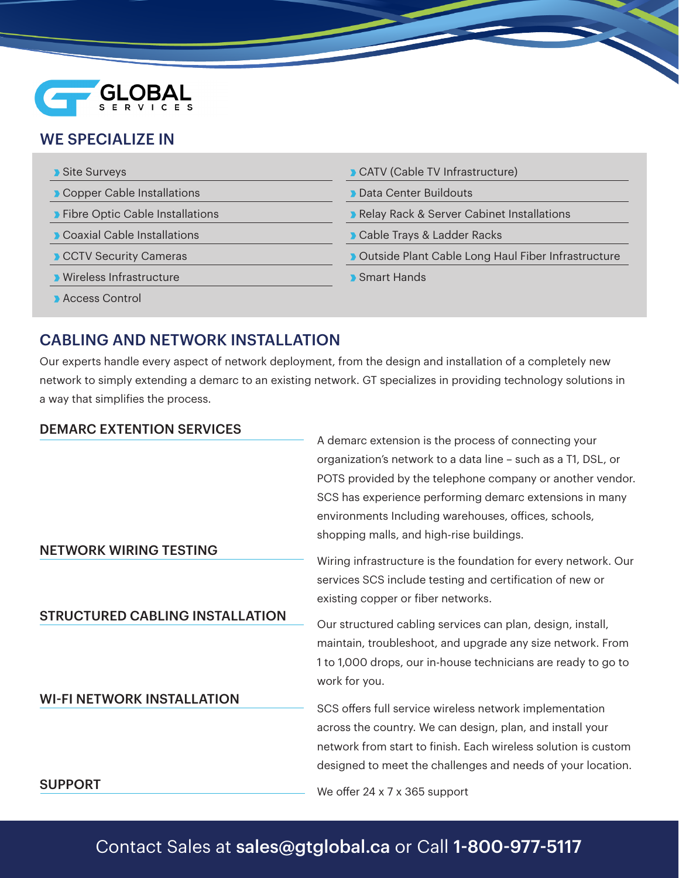GLOBAL SERVICES

## WE SPECIALIZE IN

- Site Surveys
- Copper Cable Installations
- Fibre Optic Cable Installations
- Coaxial Cable Installations
- CCTV Security Cameras
- Wireless Infrastructure
- Access Control
- CATV (Cable TV Infrastructure)
- Data Center Buildouts
- Relay Rack & Server Cabinet Installations
- Cable Trays & Ladder Racks
- Outside Plant Cable Long Haul Fiber Infrastructure
- Smart Hands

## CABLING AND NETWORK INSTALLATION

Our experts handle every aspect of network deployment, from the design and installation of a completely new network to simply extending a demarc to an existing network. GT specializes in providing technology solutions in a way that simplifies the process.

### DEMARC EXTENTION SERVICES

A demarc extension is the process of connecting your organization's network to a data line – such as a T1, DSL, or POTS provided by the telephone company or another vendor. SCS has experience performing demarc extensions in many environments Including warehouses, offices, schools, shopping malls, and high-rise buildings.

### NETWORK WIRING TESTING

Wiring infrastructure is the foundation for every network. Our services SCS include testing and certification of new or existing copper or fiber networks.

### STRUCTURED CABLING INSTALLATION

Our structured cabling services can plan, design, install, maintain, troubleshoot, and upgrade any size network. From 1 to 1,000 drops, our in-house technicians are ready to go to work for you.

### WI-FI NETWORK INSTALLATION

SCS offers full service wireless network implementation across the country. We can design, plan, and install your network from start to finish. Each wireless solution is custom designed to meet the challenges and needs of your location.

### SUPPORT

We offer 24 x 7 x 365 support

Contact Sales at **sales@gtglobal.ca** or Call **1-800-977-5117**